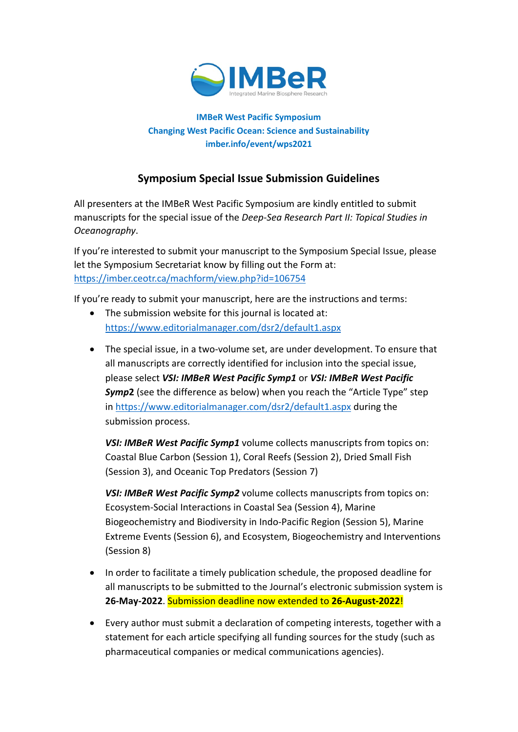**IMBeR West Pacific Symposium**
**Changing West Pacific Ocean: Science and Sustainability**
**imber.info/event/wps2021**

## Symposium Special Issue Submission Guidelines

All presenters at the IMBeR West Pacific Symposium are kindly entitled to submit manuscripts for the special issue of the *Deep-Sea Research Part II: Topical Studies in Oceanography*.

If you're interested to submit your manuscript to the Symposium Special Issue, please let the Symposium Secretariat know by filling out the Form at: https://imber.ceotr.ca/machform/view.php?id=106754

If you're ready to submit your manuscript, here are the instructions and terms:

- The submission website for this journal is located at: https://www.editorialmanager.com/dsr2/default1.aspx
- The special issue, in a two-volume set, are under development. To ensure that all manuscripts are correctly identified for inclusion into the special issue, please select ***VSI: IMBeR West Pacific Symp1*** or ***VSI: IMBeR West Pacific Symp2*** (see the difference as below) when you reach the "Article Type" step in https://www.editorialmanager.com/dsr2/default1.aspx during the submission process.

  ***VSI: IMBeR West Pacific Symp1*** volume collects manuscripts from topics on: Coastal Blue Carbon (Session 1), Coral Reefs (Session 2), Dried Small Fish (Session 3), and Oceanic Top Predators (Session 7)

  ***VSI: IMBeR West Pacific Symp2*** volume collects manuscripts from topics on: Ecosystem-Social Interactions in Coastal Sea (Session 4), Marine Biogeochemistry and Biodiversity in Indo-Pacific Region (Session 5), Marine Extreme Events (Session 6), and Ecosystem, Biogeochemistry and Interventions (Session 8)

- In order to facilitate a timely publication schedule, the proposed deadline for all manuscripts to be submitted to the Journal's electronic submission system is **26-May-2022**. Submission deadline now extended to **26-August-2022**!
- Every author must submit a declaration of competing interests, together with a statement for each article specifying all funding sources for the study (such as pharmaceutical companies or medical communications agencies).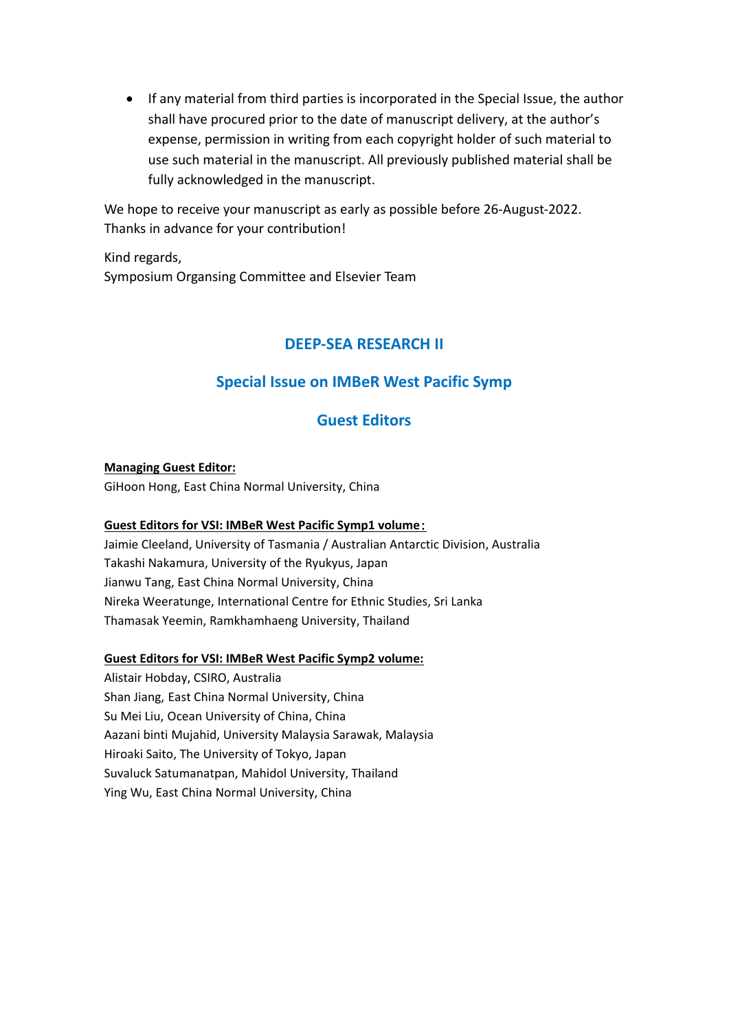- If any material from third parties is incorporated in the Special Issue, the author shall have procured prior to the date of manuscript delivery, at the author's expense, permission in writing from each copyright holder of such material to use such material in the manuscript. All previously published material shall be fully acknowledged in the manuscript.

We hope to receive your manuscript as early as possible before 26-August-2022.
Thanks in advance for your contribution!

Kind regards,
Symposium Organsing Committee and Elsevier Team

## DEEP-SEA RESEARCH II

## Special Issue on IMBeR West Pacific Symp

## Guest Editors

**Managing Guest Editor:**
GiHoon Hong, East China Normal University, China

**Guest Editors for VSI: IMBeR West Pacific Symp1 volume：**
Jaimie Cleeland, University of Tasmania / Australian Antarctic Division, Australia
Takashi Nakamura, University of the Ryukyus, Japan
Jianwu Tang, East China Normal University, China
Nireka Weeratunge, International Centre for Ethnic Studies, Sri Lanka
Thamasak Yeemin, Ramkhamhaeng University, Thailand

**Guest Editors for VSI: IMBeR West Pacific Symp2 volume:**
Alistair Hobday, CSIRO, Australia
Shan Jiang, East China Normal University, China
Su Mei Liu, Ocean University of China, China
Aazani binti Mujahid, University Malaysia Sarawak, Malaysia
Hiroaki Saito, The University of Tokyo, Japan
Suvaluck Satumanatpan, Mahidol University, Thailand
Ying Wu, East China Normal University, China